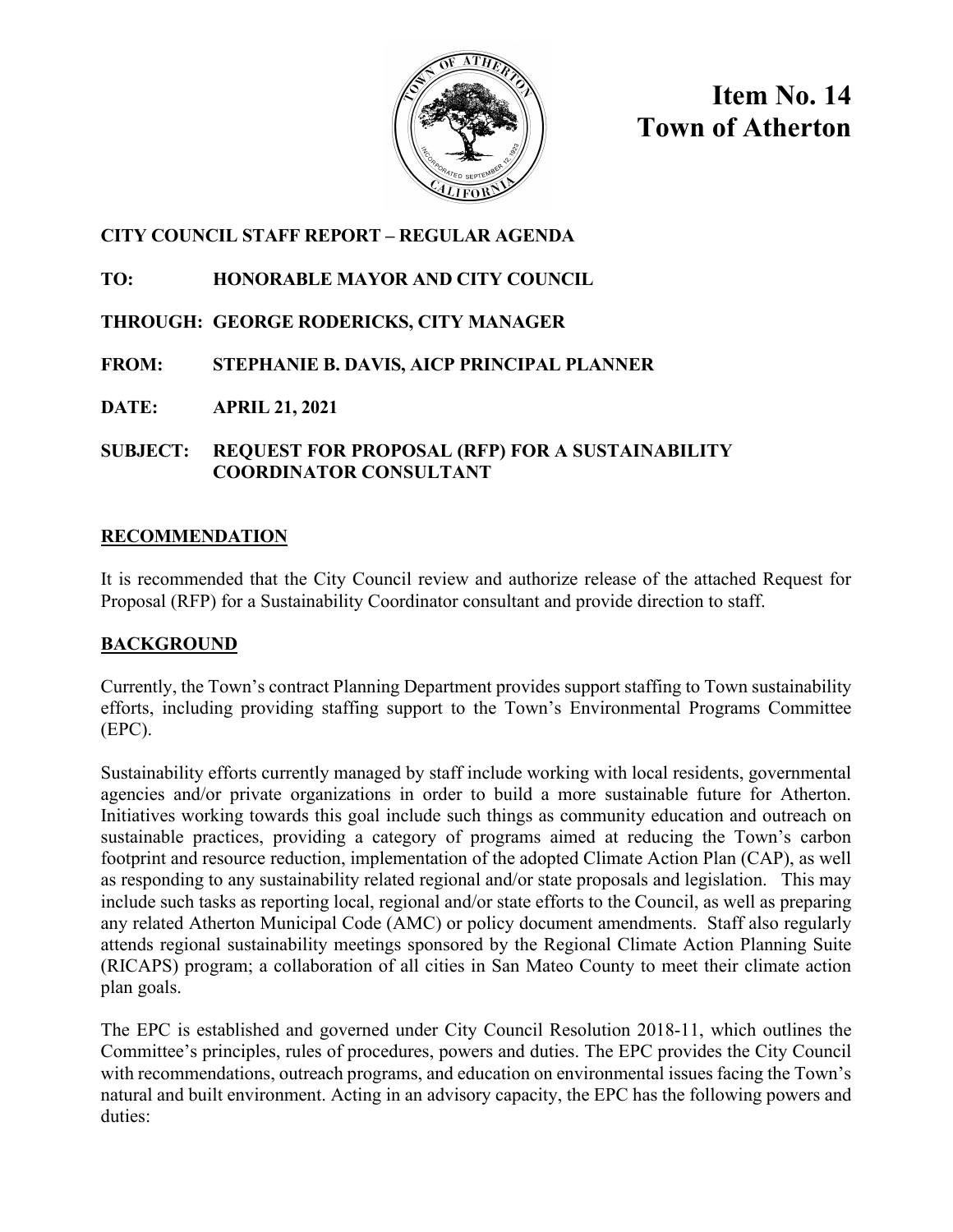# Item No. 14
# Town of Atherton

**CITY COUNCIL STAFF REPORT – REGULAR AGENDA**

**TO:** HONORABLE MAYOR AND CITY COUNCIL

**THROUGH:** GEORGE RODERICKS, CITY MANAGER

**FROM:** STEPHANIE B. DAVIS, AICP PRINCIPAL PLANNER

**DATE:** APRIL 21, 2021

**SUBJECT:** REQUEST FOR PROPOSAL (RFP) FOR A SUSTAINABILITY COORDINATOR CONSULTANT

## RECOMMENDATION

It is recommended that the City Council review and authorize release of the attached Request for Proposal (RFP) for a Sustainability Coordinator consultant and provide direction to staff.

## BACKGROUND

Currently, the Town's contract Planning Department provides support staffing to Town sustainability efforts, including providing staffing support to the Town's Environmental Programs Committee (EPC).

Sustainability efforts currently managed by staff include working with local residents, governmental agencies and/or private organizations in order to build a more sustainable future for Atherton. Initiatives working towards this goal include such things as community education and outreach on sustainable practices, providing a category of programs aimed at reducing the Town's carbon footprint and resource reduction, implementation of the adopted Climate Action Plan (CAP), as well as responding to any sustainability related regional and/or state proposals and legislation. This may include such tasks as reporting local, regional and/or state efforts to the Council, as well as preparing any related Atherton Municipal Code (AMC) or policy document amendments. Staff also regularly attends regional sustainability meetings sponsored by the Regional Climate Action Planning Suite (RICAPS) program; a collaboration of all cities in San Mateo County to meet their climate action plan goals.

The EPC is established and governed under City Council Resolution 2018-11, which outlines the Committee's principles, rules of procedures, powers and duties. The EPC provides the City Council with recommendations, outreach programs, and education on environmental issues facing the Town's natural and built environment. Acting in an advisory capacity, the EPC has the following powers and duties: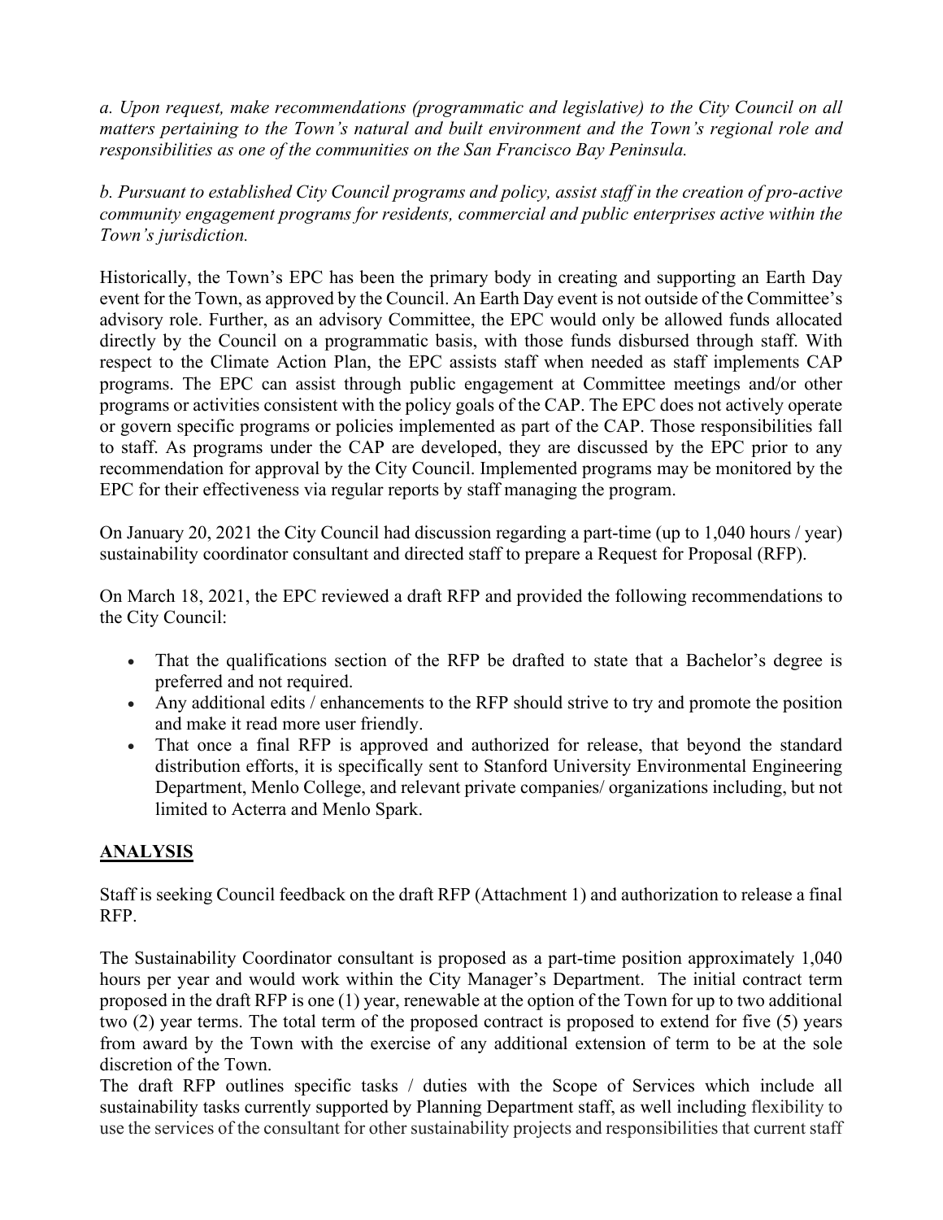*a. Upon request, make recommendations (programmatic and legislative) to the City Council on all matters pertaining to the Town's natural and built environment and the Town's regional role and responsibilities as one of the communities on the San Francisco Bay Peninsula.*

*b. Pursuant to established City Council programs and policy, assist staff in the creation of pro-active community engagement programs for residents, commercial and public enterprises active within the Town's jurisdiction.*

Historically, the Town's EPC has been the primary body in creating and supporting an Earth Day event for the Town, as approved by the Council. An Earth Day event is not outside of the Committee's advisory role. Further, as an advisory Committee, the EPC would only be allowed funds allocated directly by the Council on a programmatic basis, with those funds disbursed through staff. With respect to the Climate Action Plan, the EPC assists staff when needed as staff implements CAP programs. The EPC can assist through public engagement at Committee meetings and/or other programs or activities consistent with the policy goals of the CAP. The EPC does not actively operate or govern specific programs or policies implemented as part of the CAP. Those responsibilities fall to staff. As programs under the CAP are developed, they are discussed by the EPC prior to any recommendation for approval by the City Council. Implemented programs may be monitored by the EPC for their effectiveness via regular reports by staff managing the program.

On January 20, 2021 the City Council had discussion regarding a part-time (up to 1,040 hours / year) sustainability coordinator consultant and directed staff to prepare a Request for Proposal (RFP).

On March 18, 2021, the EPC reviewed a draft RFP and provided the following recommendations to the City Council:

- That the qualifications section of the RFP be drafted to state that a Bachelor's degree is preferred and not required.
- Any additional edits / enhancements to the RFP should strive to try and promote the position and make it read more user friendly.
- That once a final RFP is approved and authorized for release, that beyond the standard distribution efforts, it is specifically sent to Stanford University Environmental Engineering Department, Menlo College, and relevant private companies/ organizations including, but not limited to Acterra and Menlo Spark.

## ANALYSIS

Staff is seeking Council feedback on the draft RFP (Attachment 1) and authorization to release a final RFP.

The Sustainability Coordinator consultant is proposed as a part-time position approximately 1,040 hours per year and would work within the City Manager's Department. The initial contract term proposed in the draft RFP is one (1) year, renewable at the option of the Town for up to two additional two (2) year terms. The total term of the proposed contract is proposed to extend for five (5) years from award by the Town with the exercise of any additional extension of term to be at the sole discretion of the Town.

The draft RFP outlines specific tasks / duties with the Scope of Services which include all sustainability tasks currently supported by Planning Department staff, as well including flexibility to use the services of the consultant for other sustainability projects and responsibilities that current staff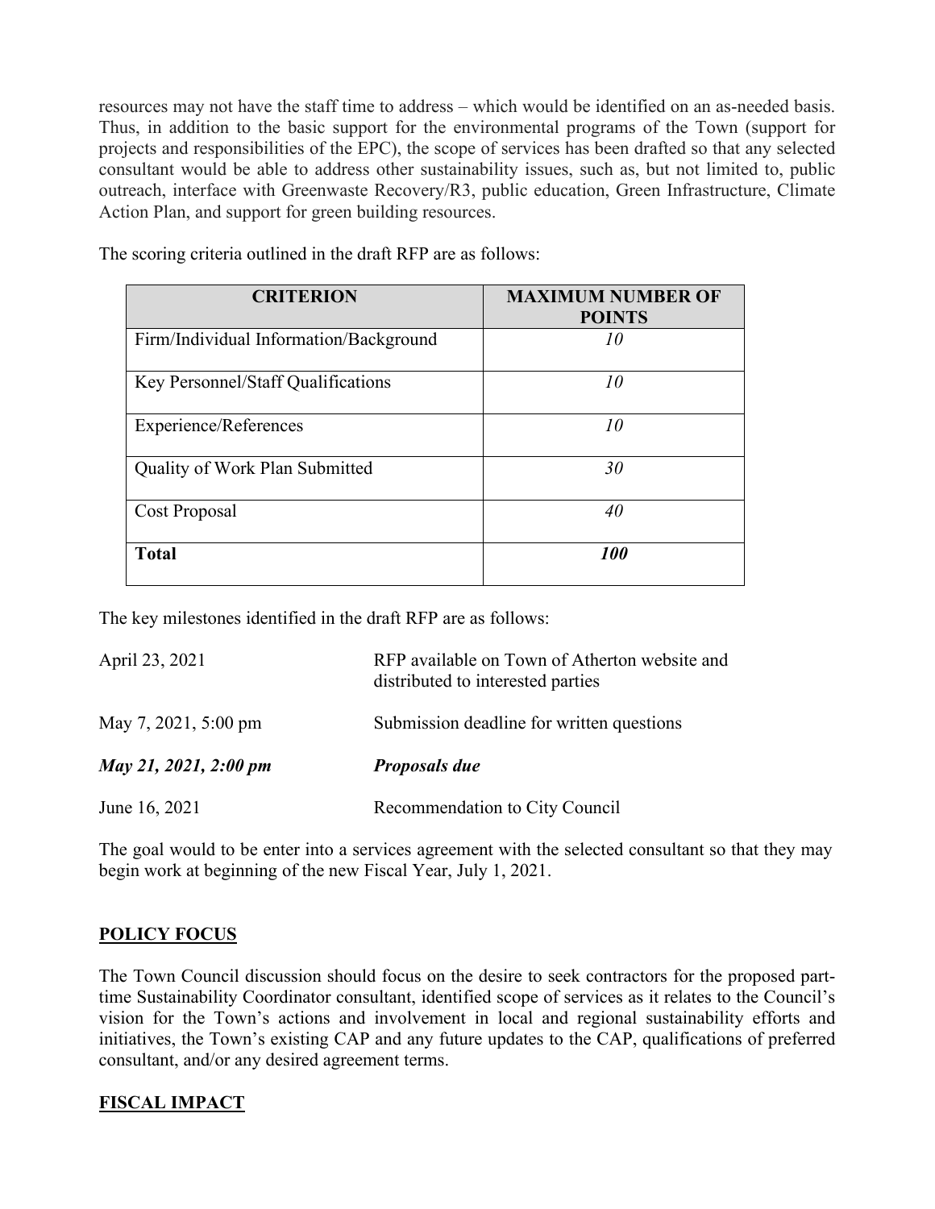resources may not have the staff time to address – which would be identified on an as-needed basis. Thus, in addition to the basic support for the environmental programs of the Town (support for projects and responsibilities of the EPC), the scope of services has been drafted so that any selected consultant would be able to address other sustainability issues, such as, but not limited to, public outreach, interface with Greenwaste Recovery/R3, public education, Green Infrastructure, Climate Action Plan, and support for green building resources.

The scoring criteria outlined in the draft RFP are as follows:

| **CRITERION** | **MAXIMUM NUMBER OF POINTS** |
|---|---|
| Firm/Individual Information/Background | *10* |
| Key Personnel/Staff Qualifications | *10* |
| Experience/References | *10* |
| Quality of Work Plan Submitted | *30* |
| Cost Proposal | *40* |
| **Total** | ***100*** |

The key milestones identified in the draft RFP are as follows:

| | |
|---|---|
| April 23, 2021 | RFP available on Town of Atherton website and distributed to interested parties |
| May 7, 2021, 5:00 pm | Submission deadline for written questions |
| ***May 21, 2021, 2:00 pm*** | ***Proposals due*** |
| June 16, 2021 | Recommendation to City Council |

The goal would to be enter into a services agreement with the selected consultant so that they may begin work at beginning of the new Fiscal Year, July 1, 2021.

## POLICY FOCUS

The Town Council discussion should focus on the desire to seek contractors for the proposed part-time Sustainability Coordinator consultant, identified scope of services as it relates to the Council's vision for the Town's actions and involvement in local and regional sustainability efforts and initiatives, the Town's existing CAP and any future updates to the CAP, qualifications of preferred consultant, and/or any desired agreement terms.

## FISCAL IMPACT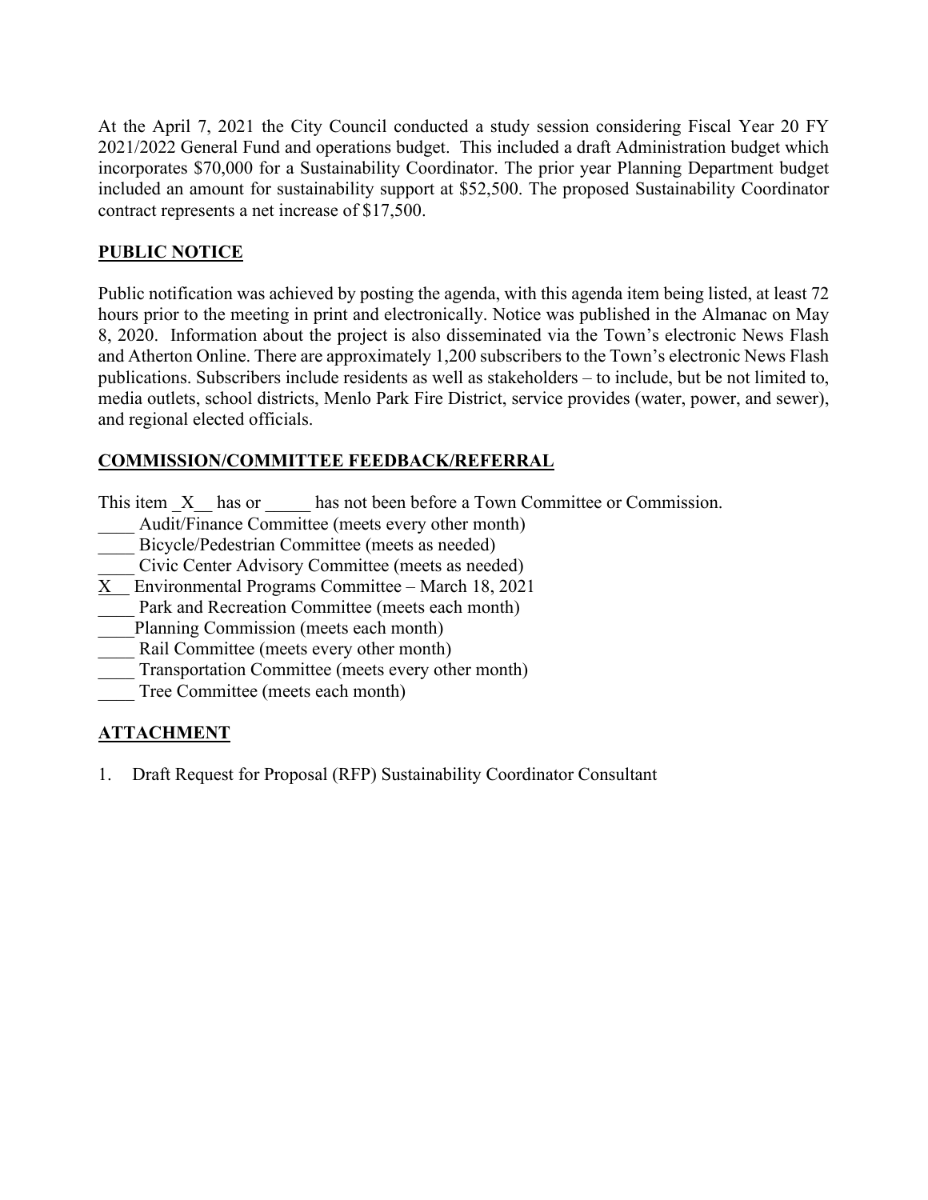At the April 7, 2021 the City Council conducted a study session considering Fiscal Year 20 FY 2021/2022 General Fund and operations budget. This included a draft Administration budget which incorporates $70,000 for a Sustainability Coordinator. The prior year Planning Department budget included an amount for sustainability support at $52,500. The proposed Sustainability Coordinator contract represents a net increase of $17,500.

## PUBLIC NOTICE

Public notification was achieved by posting the agenda, with this agenda item being listed, at least 72 hours prior to the meeting in print and electronically. Notice was published in the Almanac on May 8, 2020. Information about the project is also disseminated via the Town's electronic News Flash and Atherton Online. There are approximately 1,200 subscribers to the Town's electronic News Flash publications. Subscribers include residents as well as stakeholders – to include, but be not limited to, media outlets, school districts, Menlo Park Fire District, service provides (water, power, and sewer), and regional elected officials.

## COMMISSION/COMMITTEE FEEDBACK/REFERRAL

This item _X__ has or _____ has not been before a Town Committee or Commission.

____ Audit/Finance Committee (meets every other month)
____ Bicycle/Pedestrian Committee (meets as needed)
____ Civic Center Advisory Committee (meets as needed)
X__ Environmental Programs Committee – March 18, 2021
____ Park and Recreation Committee (meets each month)
____Planning Commission (meets each month)
____ Rail Committee (meets every other month)
____ Transportation Committee (meets every other month)
____ Tree Committee (meets each month)

## ATTACHMENT

1. Draft Request for Proposal (RFP) Sustainability Coordinator Consultant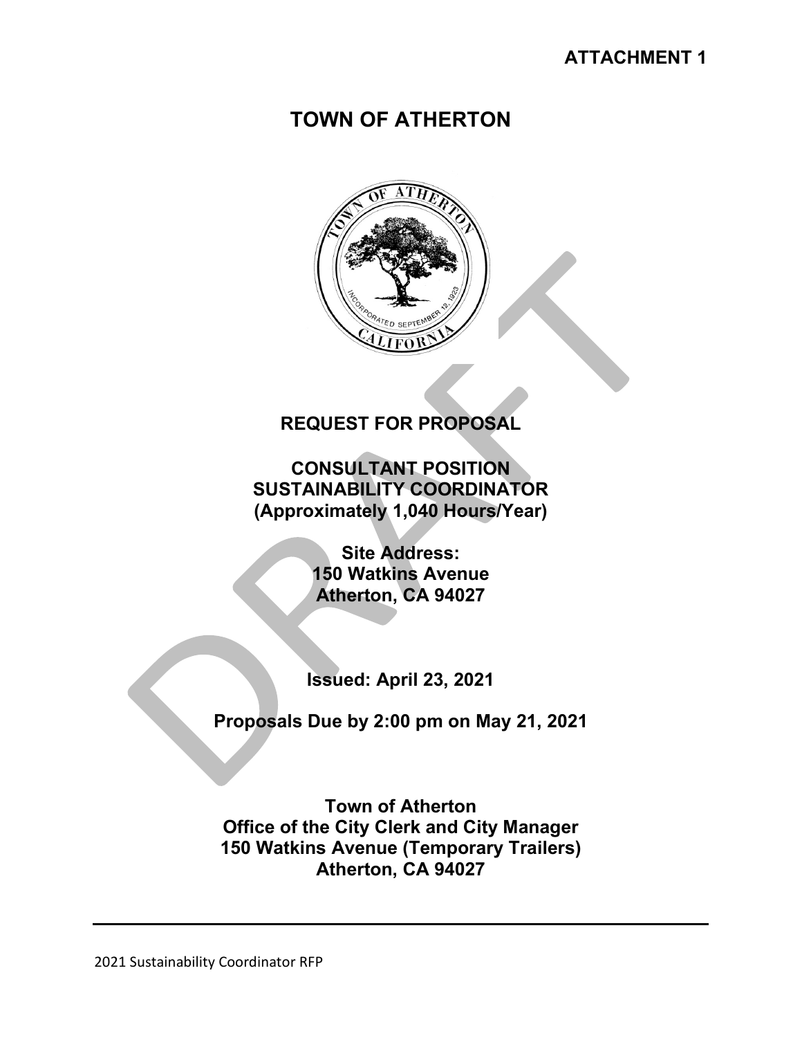**ATTACHMENT 1**

# TOWN OF ATHERTON

## REQUEST FOR PROPOSAL

## CONSULTANT POSITION
## SUSTAINABILITY COORDINATOR
## (Approximately 1,040 Hours/Year)

**Site Address:**
**150 Watkins Avenue**
**Atherton, CA 94027**

**Issued: April 23, 2021**

**Proposals Due by 2:00 pm on May 21, 2021**

**Town of Atherton**
**Office of the City Clerk and City Manager**
**150 Watkins Avenue (Temporary Trailers)**
**Atherton, CA 94027**

2021 Sustainability Coordinator RFP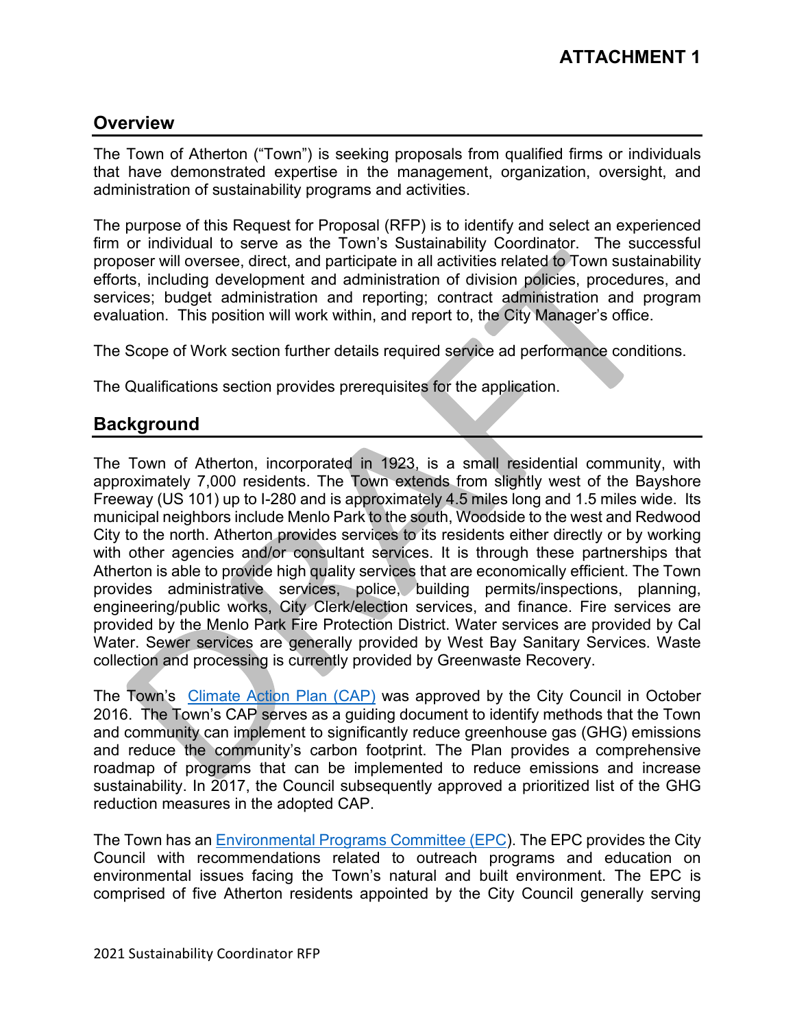# ATTACHMENT 1

## Overview

The Town of Atherton ("Town") is seeking proposals from qualified firms or individuals that have demonstrated expertise in the management, organization, oversight, and administration of sustainability programs and activities.

The purpose of this Request for Proposal (RFP) is to identify and select an experienced firm or individual to serve as the Town's Sustainability Coordinator. The successful proposer will oversee, direct, and participate in all activities related to Town sustainability efforts, including development and administration of division policies, procedures, and services; budget administration and reporting; contract administration and program evaluation. This position will work within, and report to, the City Manager's office.

The Scope of Work section further details required service ad performance conditions.

The Qualifications section provides prerequisites for the application.

## Background

The Town of Atherton, incorporated in 1923, is a small residential community, with approximately 7,000 residents. The Town extends from slightly west of the Bayshore Freeway (US 101) up to I-280 and is approximately 4.5 miles long and 1.5 miles wide. Its municipal neighbors include Menlo Park to the south, Woodside to the west and Redwood City to the north. Atherton provides services to its residents either directly or by working with other agencies and/or consultant services. It is through these partnerships that Atherton is able to provide high quality services that are economically efficient. The Town provides administrative services, police, building permits/inspections, planning, engineering/public works, City Clerk/election services, and finance. Fire services are provided by the Menlo Park Fire Protection District. Water services are provided by Cal Water. Sewer services are generally provided by West Bay Sanitary Services. Waste collection and processing is currently provided by Greenwaste Recovery.

The Town's Climate Action Plan (CAP) was approved by the City Council in October 2016. The Town's CAP serves as a guiding document to identify methods that the Town and community can implement to significantly reduce greenhouse gas (GHG) emissions and reduce the community's carbon footprint. The Plan provides a comprehensive roadmap of programs that can be implemented to reduce emissions and increase sustainability. In 2017, the Council subsequently approved a prioritized list of the GHG reduction measures in the adopted CAP.

The Town has an Environmental Programs Committee (EPC). The EPC provides the City Council with recommendations related to outreach programs and education on environmental issues facing the Town's natural and built environment. The EPC is comprised of five Atherton residents appointed by the City Council generally serving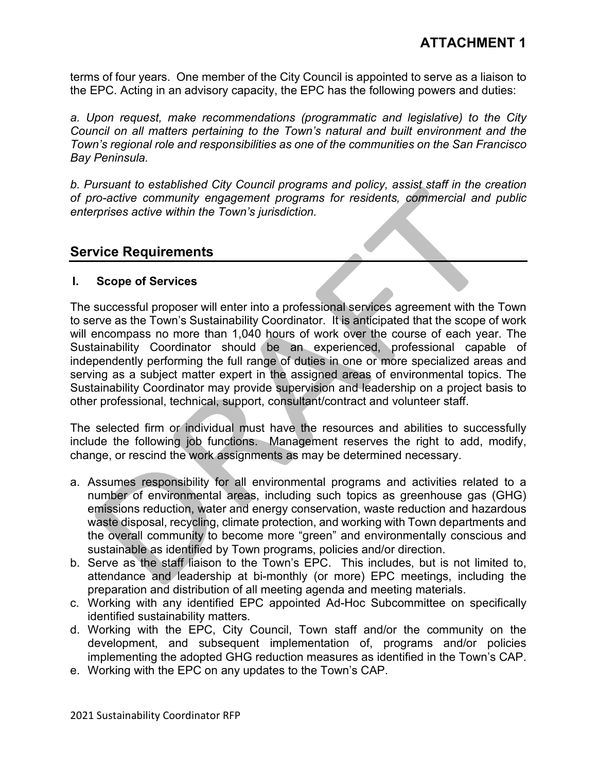terms of four years. One member of the City Council is appointed to serve as a liaison to the EPC. Acting in an advisory capacity, the EPC has the following powers and duties:

*a. Upon request, make recommendations (programmatic and legislative) to the City Council on all matters pertaining to the Town's natural and built environment and the Town's regional role and responsibilities as one of the communities on the San Francisco Bay Peninsula.*

*b. Pursuant to established City Council programs and policy, assist staff in the creation of pro-active community engagement programs for residents, commercial and public enterprises active within the Town's jurisdiction.*

## Service Requirements

### I. Scope of Services

The successful proposer will enter into a professional services agreement with the Town to serve as the Town's Sustainability Coordinator. It is anticipated that the scope of work will encompass no more than 1,040 hours of work over the course of each year. The Sustainability Coordinator should be an experienced, professional capable of independently performing the full range of duties in one or more specialized areas and serving as a subject matter expert in the assigned areas of environmental topics. The Sustainability Coordinator may provide supervision and leadership on a project basis to other professional, technical, support, consultant/contract and volunteer staff.

The selected firm or individual must have the resources and abilities to successfully include the following job functions. Management reserves the right to add, modify, change, or rescind the work assignments as may be determined necessary.

a. Assumes responsibility for all environmental programs and activities related to a number of environmental areas, including such topics as greenhouse gas (GHG) emissions reduction, water and energy conservation, waste reduction and hazardous waste disposal, recycling, climate protection, and working with Town departments and the overall community to become more "green" and environmentally conscious and sustainable as identified by Town programs, policies and/or direction.
b. Serve as the staff liaison to the Town's EPC. This includes, but is not limited to, attendance and leadership at bi-monthly (or more) EPC meetings, including the preparation and distribution of all meeting agenda and meeting materials.
c. Working with any identified EPC appointed Ad-Hoc Subcommittee on specifically identified sustainability matters.
d. Working with the EPC, City Council, Town staff and/or the community on the development, and subsequent implementation of, programs and/or policies implementing the adopted GHG reduction measures as identified in the Town's CAP.
e. Working with the EPC on any updates to the Town's CAP.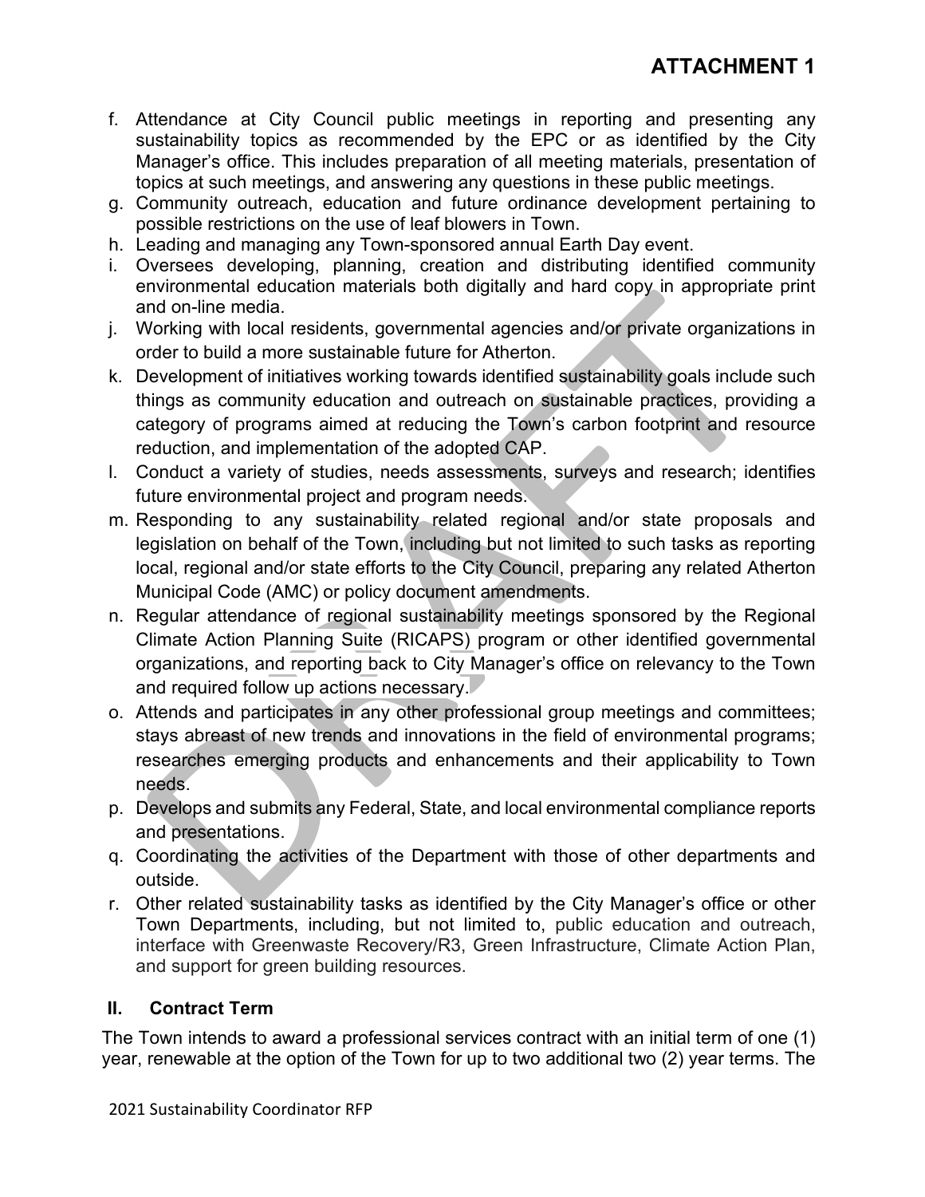**ATTACHMENT 1**

f. Attendance at City Council public meetings in reporting and presenting any sustainability topics as recommended by the EPC or as identified by the City Manager's office. This includes preparation of all meeting materials, presentation of topics at such meetings, and answering any questions in these public meetings.
g. Community outreach, education and future ordinance development pertaining to possible restrictions on the use of leaf blowers in Town.
h. Leading and managing any Town-sponsored annual Earth Day event.
i. Oversees developing, planning, creation and distributing identified community environmental education materials both digitally and hard copy in appropriate print and on-line media.
j. Working with local residents, governmental agencies and/or private organizations in order to build a more sustainable future for Atherton.
k. Development of initiatives working towards identified sustainability goals include such things as community education and outreach on sustainable practices, providing a category of programs aimed at reducing the Town's carbon footprint and resource reduction, and implementation of the adopted CAP.
l. Conduct a variety of studies, needs assessments, surveys and research; identifies future environmental project and program needs.
m. Responding to any sustainability related regional and/or state proposals and legislation on behalf of the Town, including but not limited to such tasks as reporting local, regional and/or state efforts to the City Council, preparing any related Atherton Municipal Code (AMC) or policy document amendments.
n. Regular attendance of regional sustainability meetings sponsored by the Regional Climate Action Planning Suite (RICAPS) program or other identified governmental organizations, and reporting back to City Manager's office on relevancy to the Town and required follow up actions necessary.
o. Attends and participates in any other professional group meetings and committees; stays abreast of new trends and innovations in the field of environmental programs; researches emerging products and enhancements and their applicability to Town needs.
p. Develops and submits any Federal, State, and local environmental compliance reports and presentations.
q. Coordinating the activities of the Department with those of other departments and outside.
r. Other related sustainability tasks as identified by the City Manager's office or other Town Departments, including, but not limited to, public education and outreach, interface with Greenwaste Recovery/R3, Green Infrastructure, Climate Action Plan, and support for green building resources.

## II. Contract Term

The Town intends to award a professional services contract with an initial term of one (1) year, renewable at the option of the Town for up to two additional two (2) year terms. The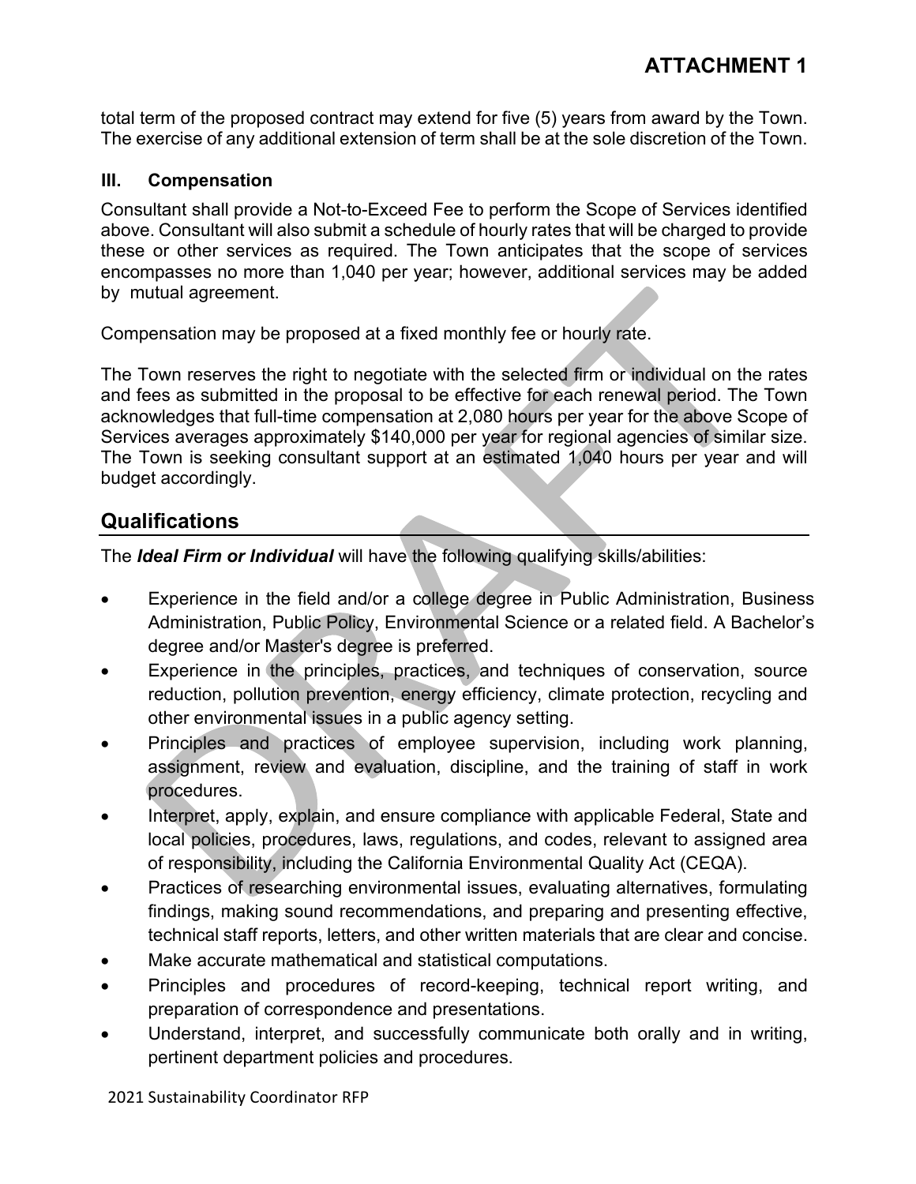total term of the proposed contract may extend for five (5) years from award by the Town. The exercise of any additional extension of term shall be at the sole discretion of the Town.

### III. Compensation

Consultant shall provide a Not-to-Exceed Fee to perform the Scope of Services identified above. Consultant will also submit a schedule of hourly rates that will be charged to provide these or other services as required. The Town anticipates that the scope of services encompasses no more than 1,040 per year; however, additional services may be added by mutual agreement.

Compensation may be proposed at a fixed monthly fee or hourly rate.

The Town reserves the right to negotiate with the selected firm or individual on the rates and fees as submitted in the proposal to be effective for each renewal period. The Town acknowledges that full-time compensation at 2,080 hours per year for the above Scope of Services averages approximately $140,000 per year for regional agencies of similar size. The Town is seeking consultant support at an estimated 1,040 hours per year and will budget accordingly.

## Qualifications

The ***Ideal Firm or Individual*** will have the following qualifying skills/abilities:

- Experience in the field and/or a college degree in Public Administration, Business Administration, Public Policy, Environmental Science or a related field. A Bachelor's degree and/or Master's degree is preferred.
- Experience in the principles, practices, and techniques of conservation, source reduction, pollution prevention, energy efficiency, climate protection, recycling and other environmental issues in a public agency setting.
- Principles and practices of employee supervision, including work planning, assignment, review and evaluation, discipline, and the training of staff in work procedures.
- Interpret, apply, explain, and ensure compliance with applicable Federal, State and local policies, procedures, laws, regulations, and codes, relevant to assigned area of responsibility, including the California Environmental Quality Act (CEQA).
- Practices of researching environmental issues, evaluating alternatives, formulating findings, making sound recommendations, and preparing and presenting effective, technical staff reports, letters, and other written materials that are clear and concise.
- Make accurate mathematical and statistical computations.
- Principles and procedures of record-keeping, technical report writing, and preparation of correspondence and presentations.
- Understand, interpret, and successfully communicate both orally and in writing, pertinent department policies and procedures.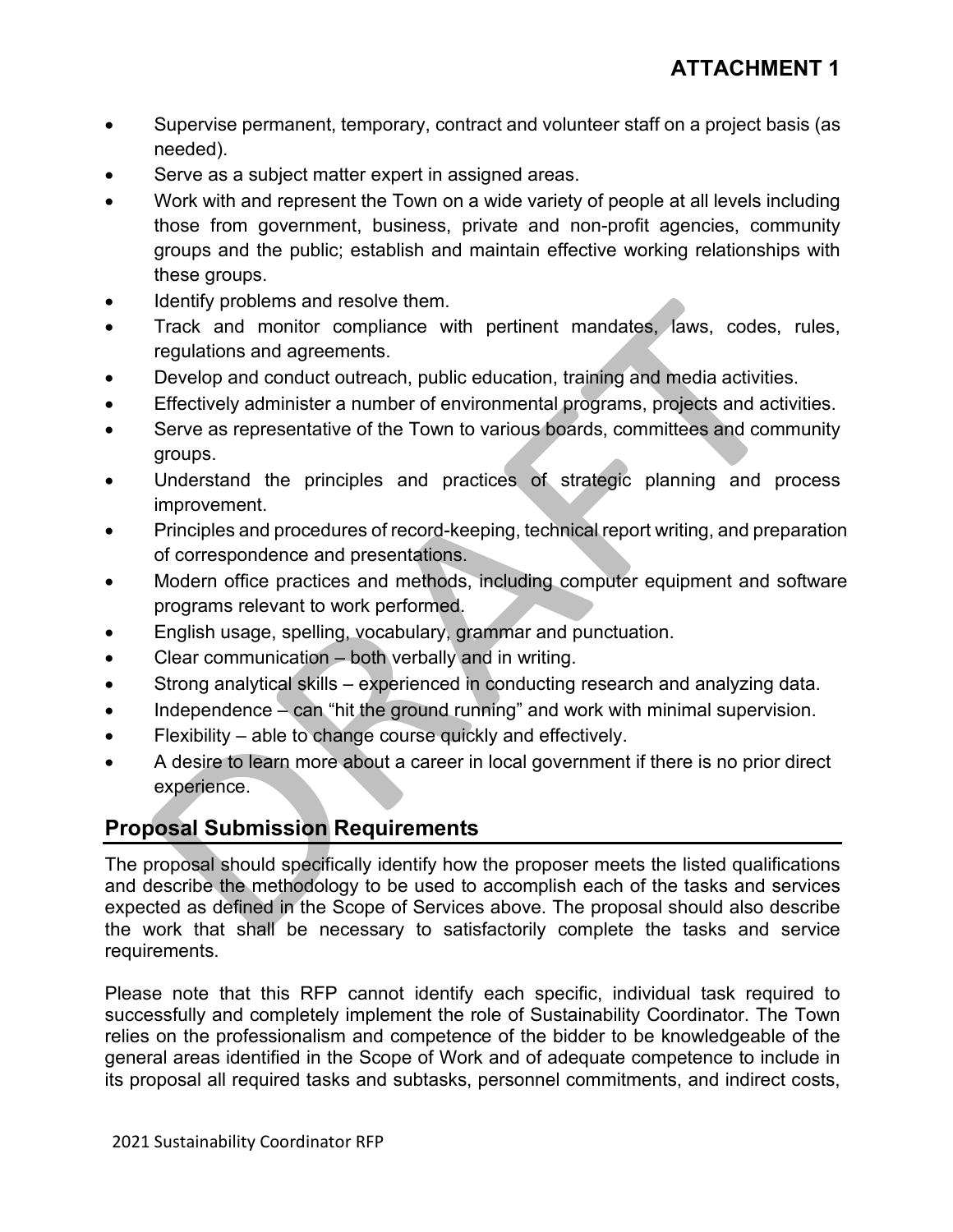# ATTACHMENT 1

- Supervise permanent, temporary, contract and volunteer staff on a project basis (as needed).
- Serve as a subject matter expert in assigned areas.
- Work with and represent the Town on a wide variety of people at all levels including those from government, business, private and non-profit agencies, community groups and the public; establish and maintain effective working relationships with these groups.
- Identify problems and resolve them.
- Track and monitor compliance with pertinent mandates, laws, codes, rules, regulations and agreements.
- Develop and conduct outreach, public education, training and media activities.
- Effectively administer a number of environmental programs, projects and activities.
- Serve as representative of the Town to various boards, committees and community groups.
- Understand the principles and practices of strategic planning and process improvement.
- Principles and procedures of record-keeping, technical report writing, and preparation of correspondence and presentations.
- Modern office practices and methods, including computer equipment and software programs relevant to work performed.
- English usage, spelling, vocabulary, grammar and punctuation.
- Clear communication – both verbally and in writing.
- Strong analytical skills – experienced in conducting research and analyzing data.
- Independence – can "hit the ground running" and work with minimal supervision.
- Flexibility – able to change course quickly and effectively.
- A desire to learn more about a career in local government if there is no prior direct experience.

## Proposal Submission Requirements

The proposal should specifically identify how the proposer meets the listed qualifications and describe the methodology to be used to accomplish each of the tasks and services expected as defined in the Scope of Services above. The proposal should also describe the work that shall be necessary to satisfactorily complete the tasks and service requirements.

Please note that this RFP cannot identify each specific, individual task required to successfully and completely implement the role of Sustainability Coordinator. The Town relies on the professionalism and competence of the bidder to be knowledgeable of the general areas identified in the Scope of Work and of adequate competence to include in its proposal all required tasks and subtasks, personnel commitments, and indirect costs,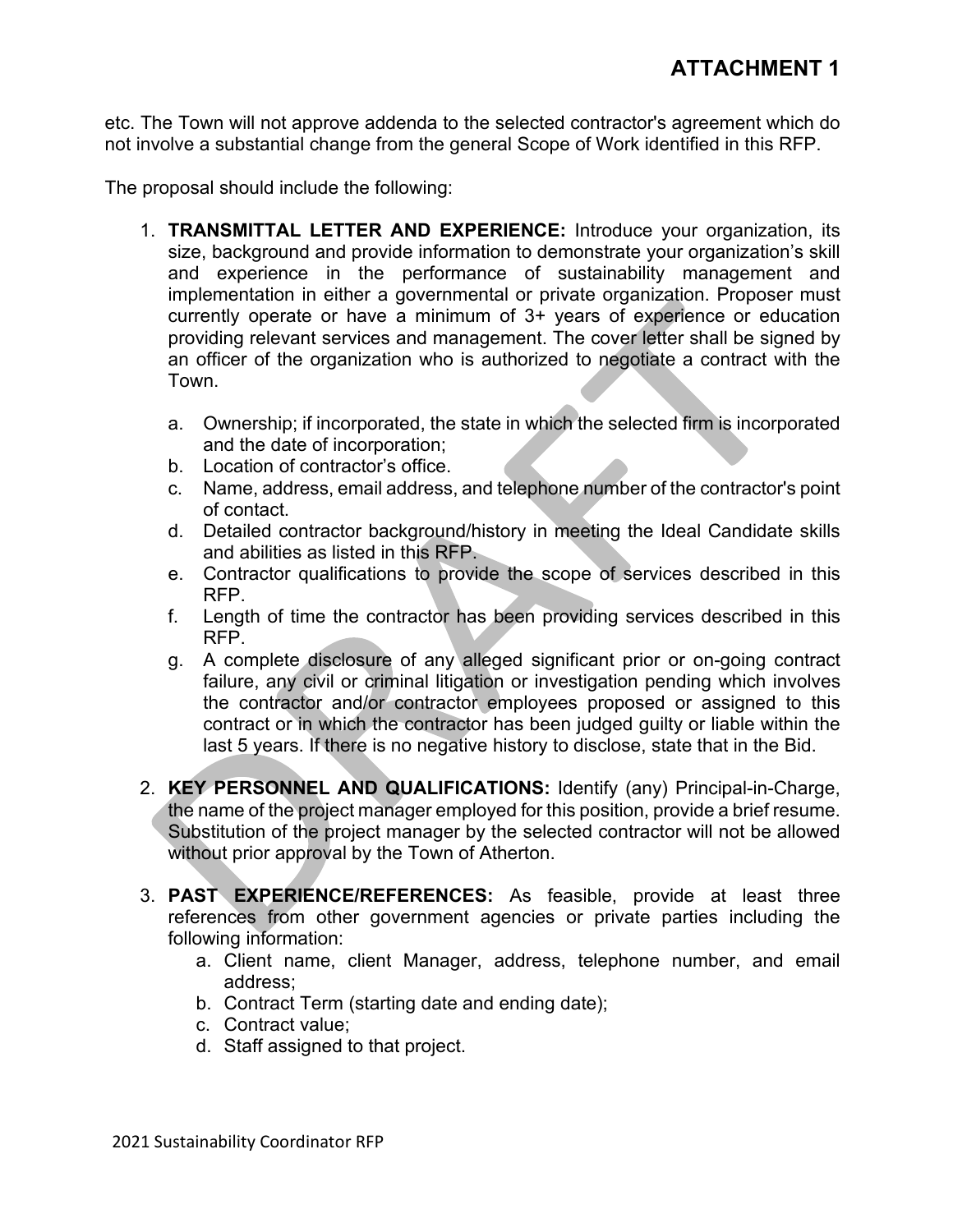# ATTACHMENT 1

etc. The Town will not approve addenda to the selected contractor's agreement which do not involve a substantial change from the general Scope of Work identified in this RFP.

The proposal should include the following:

1. **TRANSMITTAL LETTER AND EXPERIENCE:** Introduce your organization, its size, background and provide information to demonstrate your organization's skill and experience in the performance of sustainability management and implementation in either a governmental or private organization. Proposer must currently operate or have a minimum of 3+ years of experience or education providing relevant services and management. The cover letter shall be signed by an officer of the organization who is authorized to negotiate a contract with the Town.

   a. Ownership; if incorporated, the state in which the selected firm is incorporated and the date of incorporation;
   b. Location of contractor's office.
   c. Name, address, email address, and telephone number of the contractor's point of contact.
   d. Detailed contractor background/history in meeting the Ideal Candidate skills and abilities as listed in this RFP.
   e. Contractor qualifications to provide the scope of services described in this RFP.
   f. Length of time the contractor has been providing services described in this RFP.
   g. A complete disclosure of any alleged significant prior or on-going contract failure, any civil or criminal litigation or investigation pending which involves the contractor and/or contractor employees proposed or assigned to this contract or in which the contractor has been judged guilty or liable within the last 5 years. If there is no negative history to disclose, state that in the Bid.

2. **KEY PERSONNEL AND QUALIFICATIONS:** Identify (any) Principal-in-Charge, the name of the project manager employed for this position, provide a brief resume. Substitution of the project manager by the selected contractor will not be allowed without prior approval by the Town of Atherton.

3. **PAST EXPERIENCE/REFERENCES:** As feasible, provide at least three references from other government agencies or private parties including the following information:
   a. Client name, client Manager, address, telephone number, and email address;
   b. Contract Term (starting date and ending date);
   c. Contract value;
   d. Staff assigned to that project.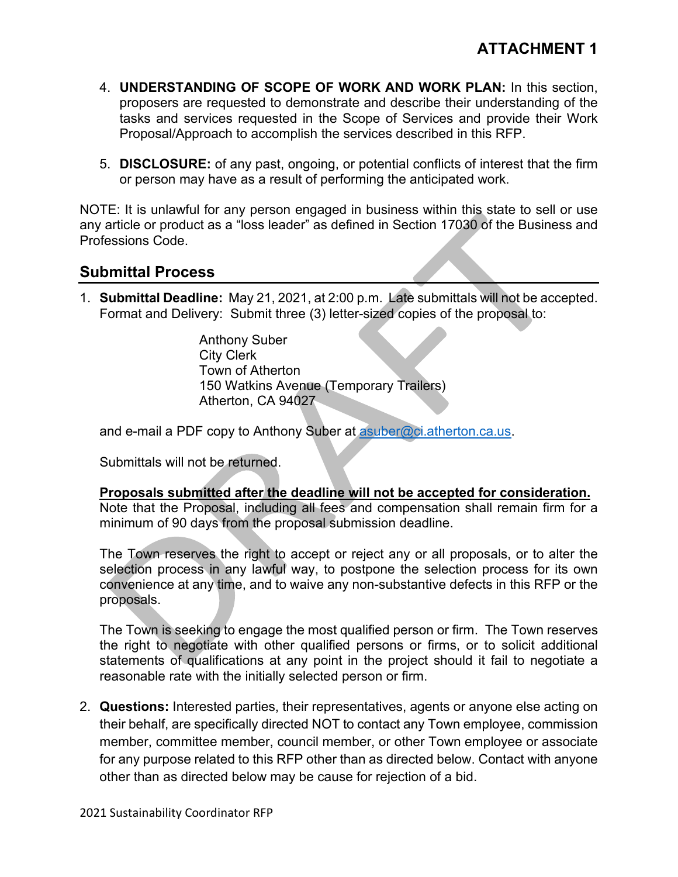4. **UNDERSTANDING OF SCOPE OF WORK AND WORK PLAN:** In this section, proposers are requested to demonstrate and describe their understanding of the tasks and services requested in the Scope of Services and provide their Work Proposal/Approach to accomplish the services described in this RFP.

5. **DISCLOSURE:** of any past, ongoing, or potential conflicts of interest that the firm or person may have as a result of performing the anticipated work.

NOTE: It is unlawful for any person engaged in business within this state to sell or use any article or product as a "loss leader" as defined in Section 17030 of the Business and Professions Code.

## Submittal Process

1. **Submittal Deadline:** May 21, 2021, at 2:00 p.m. Late submittals will not be accepted. Format and Delivery: Submit three (3) letter-sized copies of the proposal to:

   Anthony Suber
   City Clerk
   Town of Atherton
   150 Watkins Avenue (Temporary Trailers)
   Atherton, CA 94027

   and e-mail a PDF copy to Anthony Suber at asuber@ci.atherton.ca.us.

   Submittals will not be returned.

   **Proposals submitted after the deadline will not be accepted for consideration.**
   Note that the Proposal, including all fees and compensation shall remain firm for a minimum of 90 days from the proposal submission deadline.

   The Town reserves the right to accept or reject any or all proposals, or to alter the selection process in any lawful way, to postpone the selection process for its own convenience at any time, and to waive any non-substantive defects in this RFP or the proposals.

   The Town is seeking to engage the most qualified person or firm. The Town reserves the right to negotiate with other qualified persons or firms, or to solicit additional statements of qualifications at any point in the project should it fail to negotiate a reasonable rate with the initially selected person or firm.

2. **Questions:** Interested parties, their representatives, agents or anyone else acting on their behalf, are specifically directed NOT to contact any Town employee, commission member, committee member, council member, or other Town employee or associate for any purpose related to this RFP other than as directed below. Contact with anyone other than as directed below may be cause for rejection of a bid.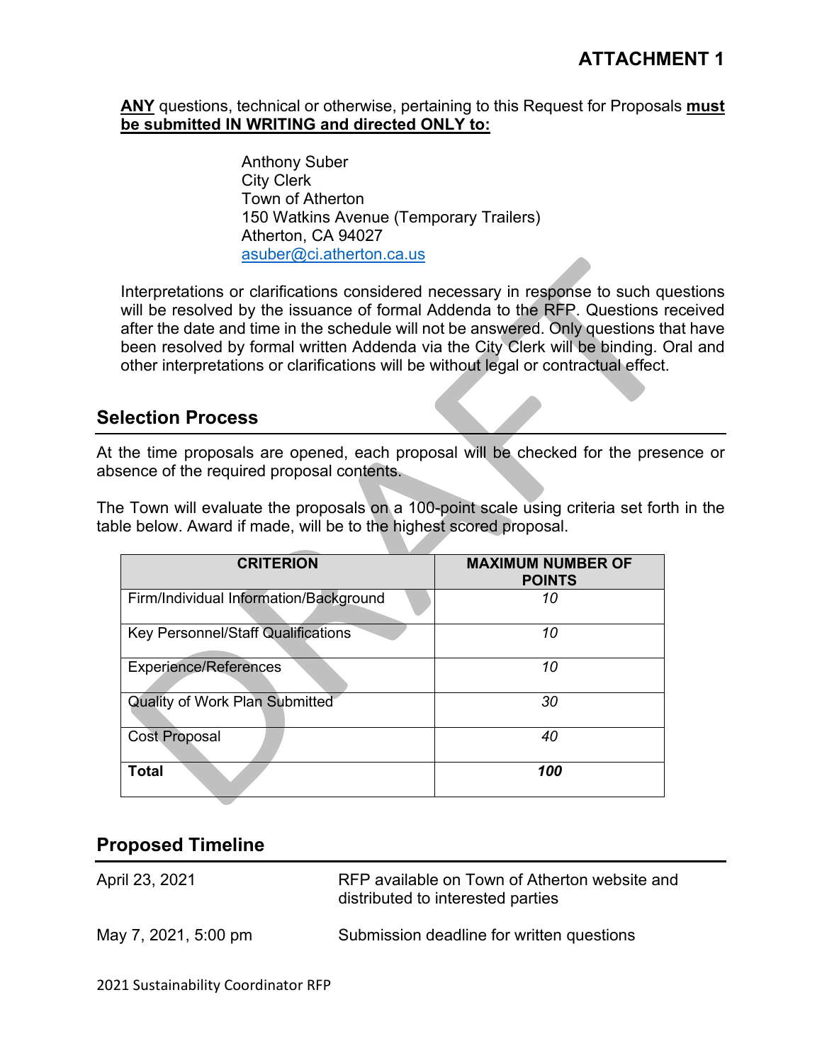**ATTACHMENT 1**

**ANY** questions, technical or otherwise, pertaining to this Request for Proposals **must be submitted IN WRITING and directed ONLY to:**

Anthony Suber
City Clerk
Town of Atherton
150 Watkins Avenue (Temporary Trailers)
Atherton, CA 94027
asuber@ci.atherton.ca.us

Interpretations or clarifications considered necessary in response to such questions will be resolved by the issuance of formal Addenda to the RFP. Questions received after the date and time in the schedule will not be answered. Only questions that have been resolved by formal written Addenda via the City Clerk will be binding. Oral and other interpretations or clarifications will be without legal or contractual effect.

## Selection Process

At the time proposals are opened, each proposal will be checked for the presence or absence of the required proposal contents.

The Town will evaluate the proposals on a 100-point scale using criteria set forth in the table below. Award if made, will be to the highest scored proposal.

| CRITERION | MAXIMUM NUMBER OF POINTS |
| --- | --- |
| Firm/Individual Information/Background | *10* |
| Key Personnel/Staff Qualifications | *10* |
| Experience/References | *10* |
| Quality of Work Plan Submitted | *30* |
| Cost Proposal | *40* |
| **Total** | ***100*** |

## Proposed Timeline

| | |
| --- | --- |
| April 23, 2021 | RFP available on Town of Atherton website and distributed to interested parties |
| May 7, 2021, 5:00 pm | Submission deadline for written questions |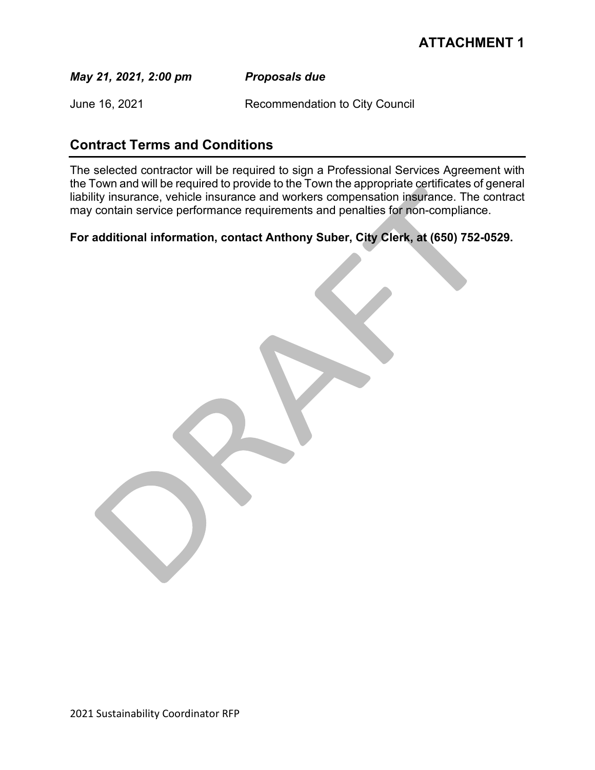**ATTACHMENT 1**

| | |
|---|---|
| ***May 21, 2021, 2:00 pm*** | ***Proposals due*** |
| June 16, 2021 | Recommendation to City Council |

## Contract Terms and Conditions

The selected contractor will be required to sign a Professional Services Agreement with the Town and will be required to provide to the Town the appropriate certificates of general liability insurance, vehicle insurance and workers compensation insurance. The contract may contain service performance requirements and penalties for non-compliance.

**For additional information, contact Anthony Suber, City Clerk, at (650) 752-0529.**